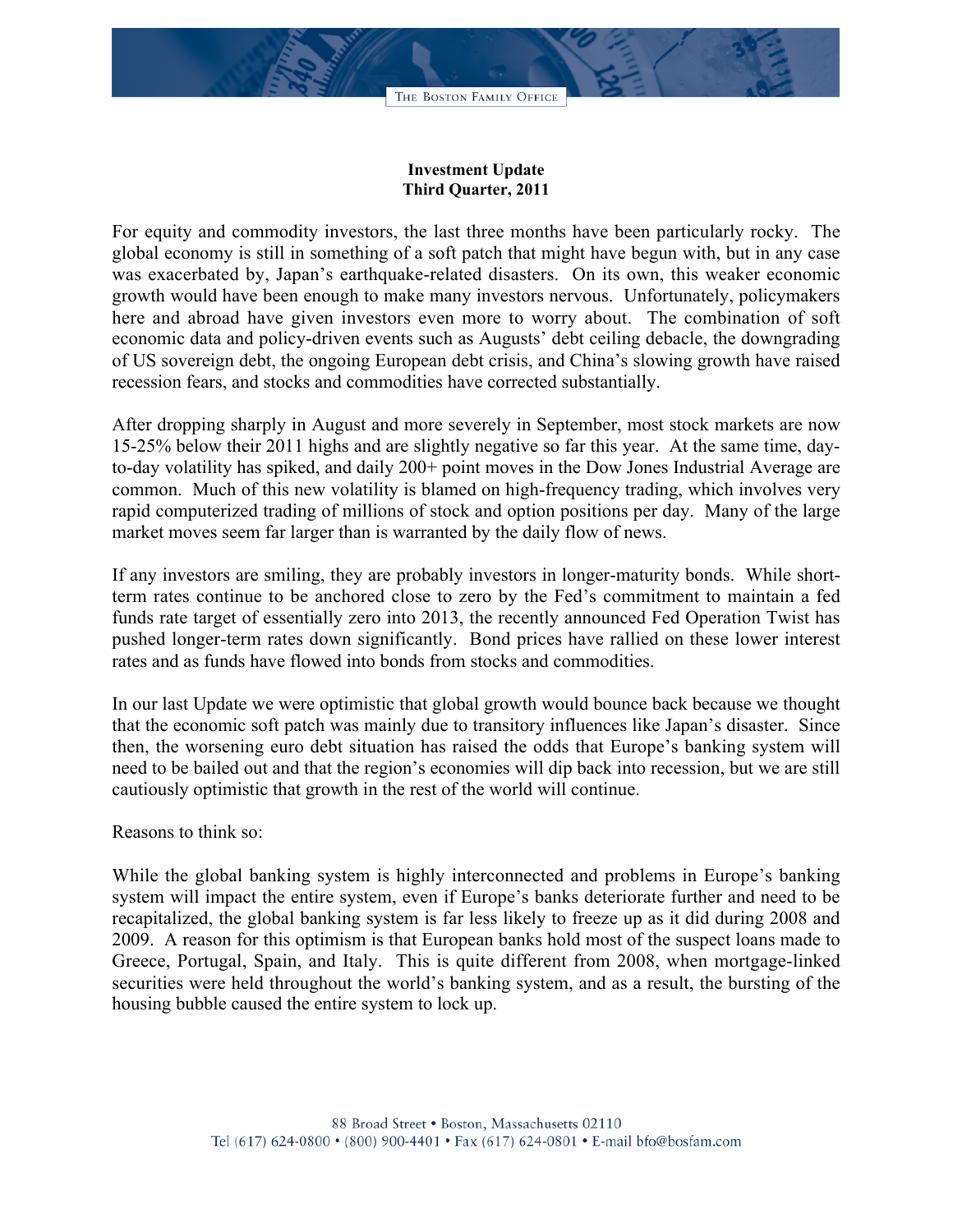**Investment Update**
**Third Quarter, 2011**

For equity and commodity investors, the last three months have been particularly rocky. The global economy is still in something of a soft patch that might have begun with, but in any case was exacerbated by, Japan's earthquake-related disasters. On its own, this weaker economic growth would have been enough to make many investors nervous. Unfortunately, policymakers here and abroad have given investors even more to worry about. The combination of soft economic data and policy-driven events such as Augusts' debt ceiling debacle, the downgrading of US sovereign debt, the ongoing European debt crisis, and China's slowing growth have raised recession fears, and stocks and commodities have corrected substantially.

After dropping sharply in August and more severely in September, most stock markets are now 15-25% below their 2011 highs and are slightly negative so far this year. At the same time, day-to-day volatility has spiked, and daily 200+ point moves in the Dow Jones Industrial Average are common. Much of this new volatility is blamed on high-frequency trading, which involves very rapid computerized trading of millions of stock and option positions per day. Many of the large market moves seem far larger than is warranted by the daily flow of news.

If any investors are smiling, they are probably investors in longer-maturity bonds. While short-term rates continue to be anchored close to zero by the Fed's commitment to maintain a fed funds rate target of essentially zero into 2013, the recently announced Fed Operation Twist has pushed longer-term rates down significantly. Bond prices have rallied on these lower interest rates and as funds have flowed into bonds from stocks and commodities.

In our last Update we were optimistic that global growth would bounce back because we thought that the economic soft patch was mainly due to transitory influences like Japan's disaster. Since then, the worsening euro debt situation has raised the odds that Europe's banking system will need to be bailed out and that the region's economies will dip back into recession, but we are still cautiously optimistic that growth in the rest of the world will continue.

Reasons to think so:

While the global banking system is highly interconnected and problems in Europe's banking system will impact the entire system, even if Europe's banks deteriorate further and need to be recapitalized, the global banking system is far less likely to freeze up as it did during 2008 and 2009. A reason for this optimism is that European banks hold most of the suspect loans made to Greece, Portugal, Spain, and Italy. This is quite different from 2008, when mortgage-linked securities were held throughout the world's banking system, and as a result, the bursting of the housing bubble caused the entire system to lock up.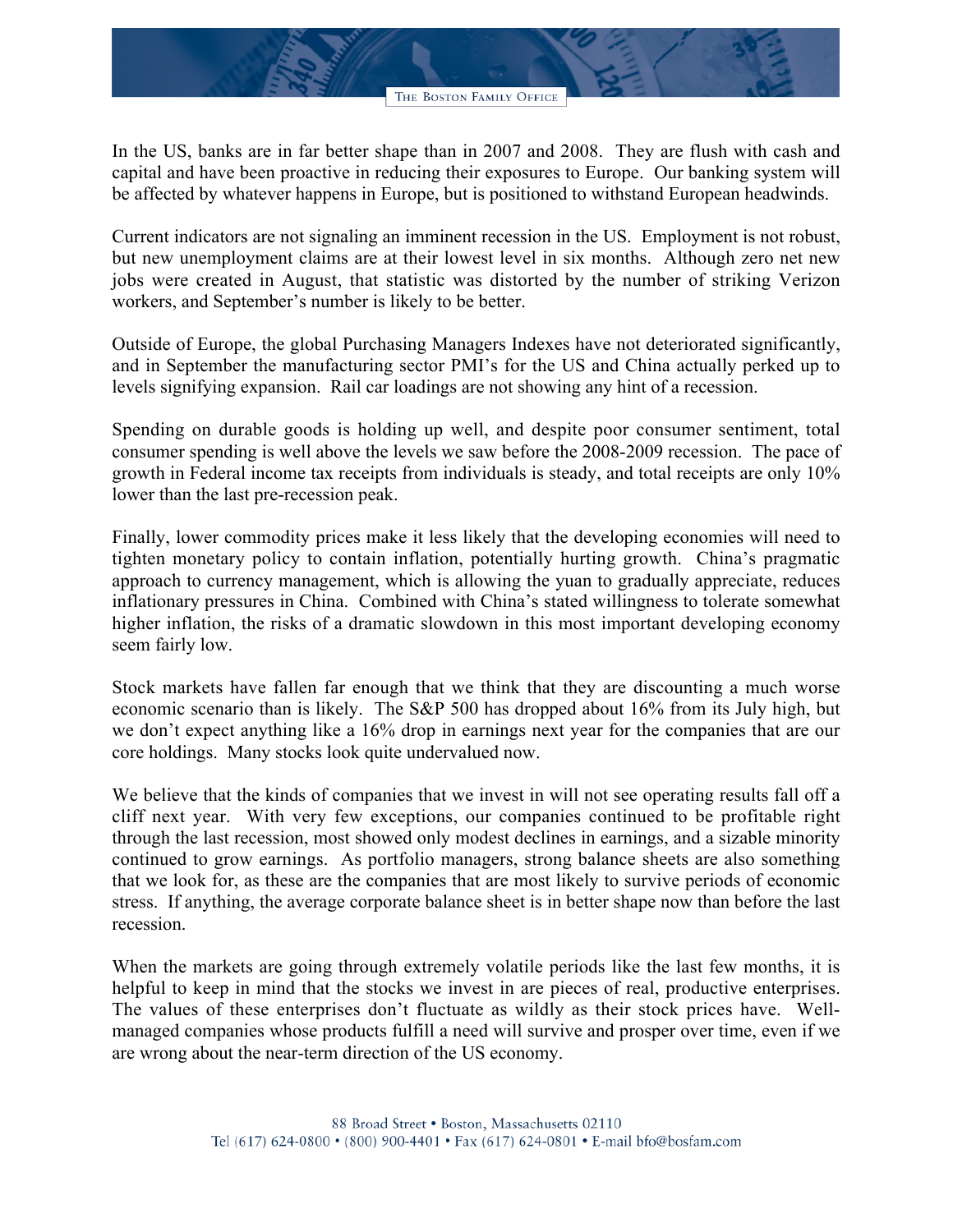In the US, banks are in far better shape than in 2007 and 2008. They are flush with cash and capital and have been proactive in reducing their exposures to Europe. Our banking system will be affected by whatever happens in Europe, but is positioned to withstand European headwinds.

Current indicators are not signaling an imminent recession in the US. Employment is not robust, but new unemployment claims are at their lowest level in six months. Although zero net new jobs were created in August, that statistic was distorted by the number of striking Verizon workers, and September's number is likely to be better.

Outside of Europe, the global Purchasing Managers Indexes have not deteriorated significantly, and in September the manufacturing sector PMI's for the US and China actually perked up to levels signifying expansion. Rail car loadings are not showing any hint of a recession.

Spending on durable goods is holding up well, and despite poor consumer sentiment, total consumer spending is well above the levels we saw before the 2008-2009 recession. The pace of growth in Federal income tax receipts from individuals is steady, and total receipts are only 10% lower than the last pre-recession peak.

Finally, lower commodity prices make it less likely that the developing economies will need to tighten monetary policy to contain inflation, potentially hurting growth. China's pragmatic approach to currency management, which is allowing the yuan to gradually appreciate, reduces inflationary pressures in China. Combined with China's stated willingness to tolerate somewhat higher inflation, the risks of a dramatic slowdown in this most important developing economy seem fairly low.

Stock markets have fallen far enough that we think that they are discounting a much worse economic scenario than is likely. The S&P 500 has dropped about 16% from its July high, but we don't expect anything like a 16% drop in earnings next year for the companies that are our core holdings. Many stocks look quite undervalued now.

We believe that the kinds of companies that we invest in will not see operating results fall off a cliff next year. With very few exceptions, our companies continued to be profitable right through the last recession, most showed only modest declines in earnings, and a sizable minority continued to grow earnings. As portfolio managers, strong balance sheets are also something that we look for, as these are the companies that are most likely to survive periods of economic stress. If anything, the average corporate balance sheet is in better shape now than before the last recession.

When the markets are going through extremely volatile periods like the last few months, it is helpful to keep in mind that the stocks we invest in are pieces of real, productive enterprises. The values of these enterprises don't fluctuate as wildly as their stock prices have. Well-managed companies whose products fulfill a need will survive and prosper over time, even if we are wrong about the near-term direction of the US economy.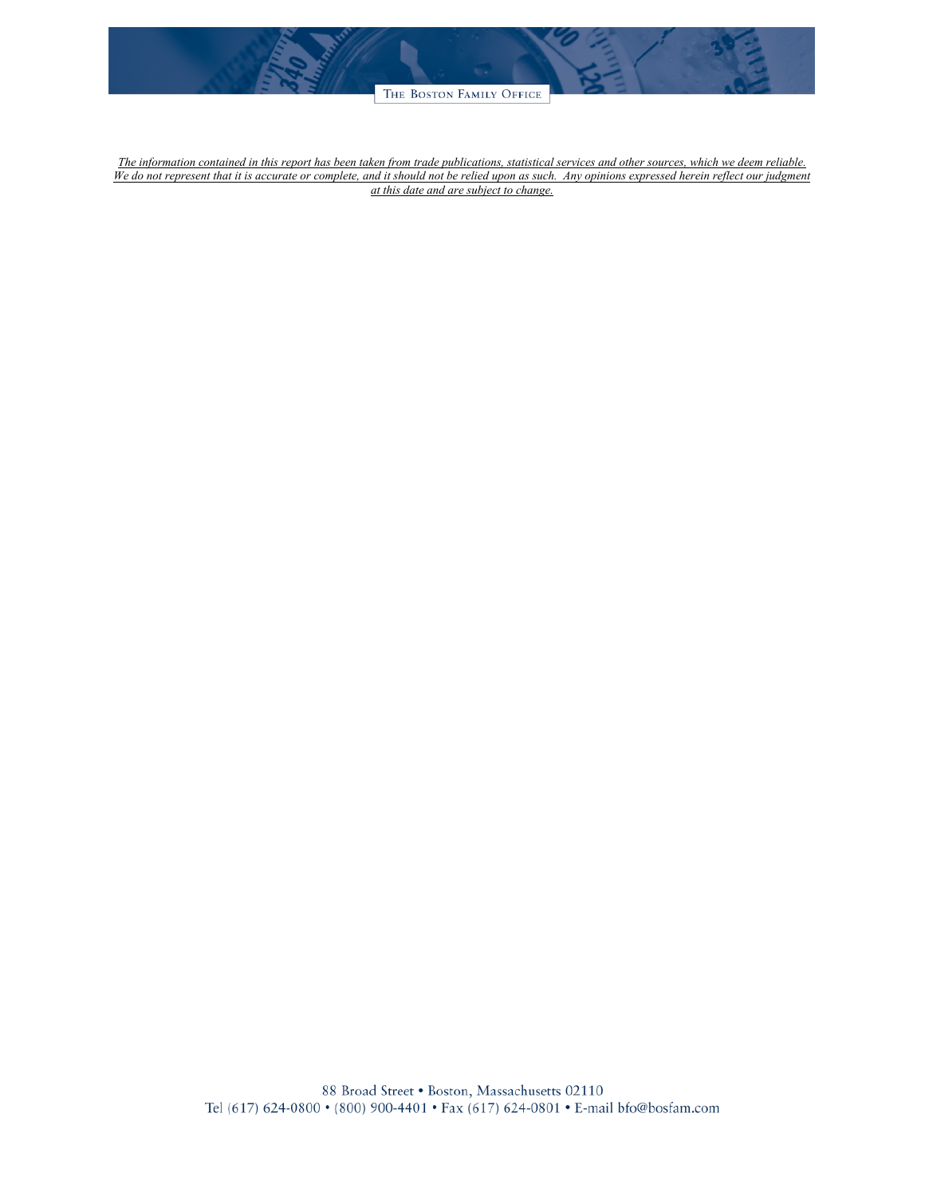*The information contained in this report has been taken from trade publications, statistical services and other sources, which we deem reliable. We do not represent that it is accurate or complete, and it should not be relied upon as such. Any opinions expressed herein reflect our judgment at this date and are subject to change.*